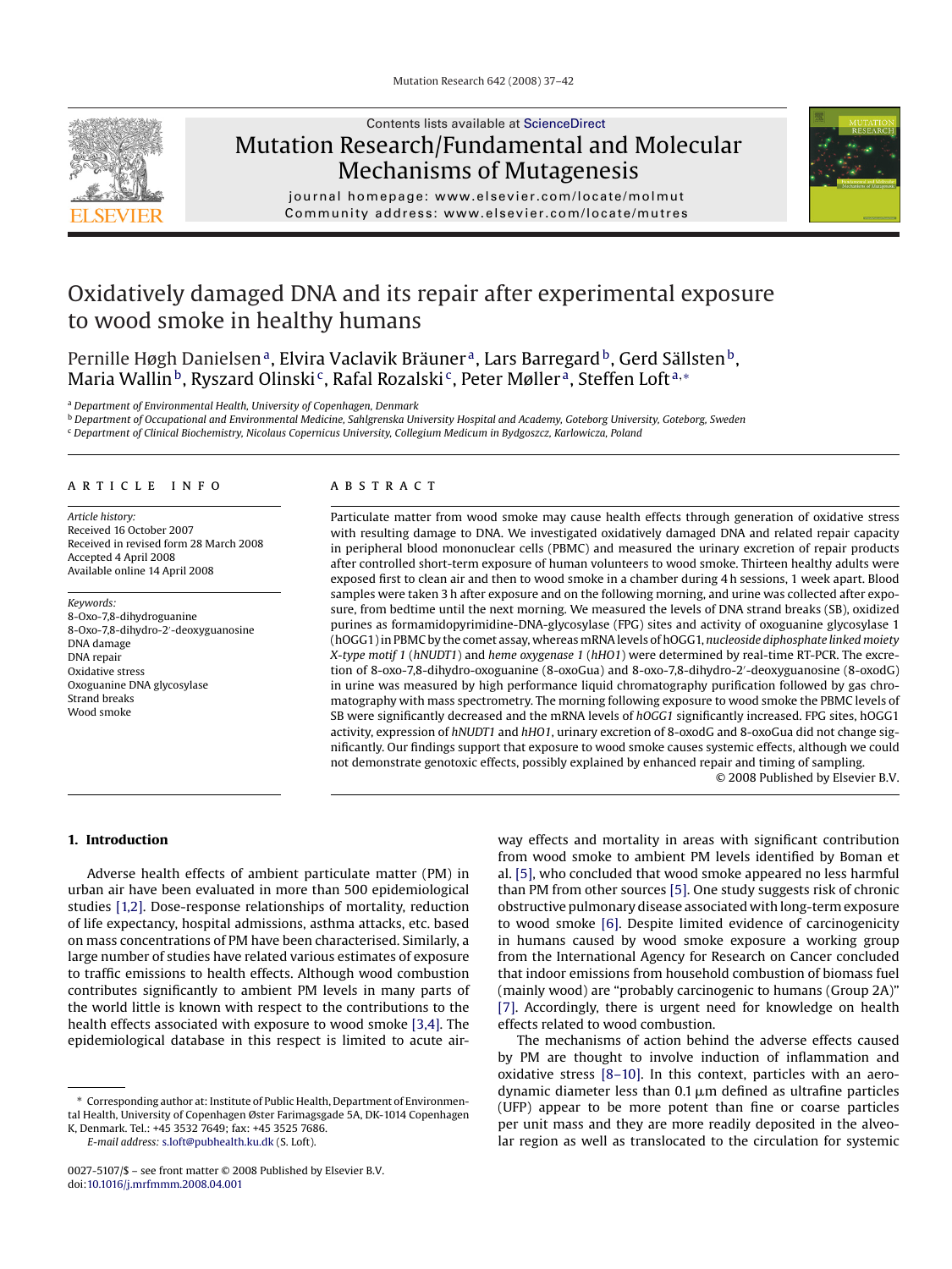Contents lists available at ScienceDirect

# Mutation Research/Fundamental and Molecular Mechanisms of Mutagenesis

journal homepage: www.elsevier.com/locate/molmut
Community address: www.elsevier.com/locate/mutres

# Oxidatively damaged DNA and its repair after experimental exposure to wood smoke in healthy humans

Pernille Høgh Danielsen [a], Elvira Vaclavik Bräuner [a], Lars Barregard [b], Gerd Sällsten [b], Maria Wallin [b], Ryszard Olinski [c], Rafal Rozalski [c], Peter Møller [a], Steffen Loft [a,*]

[a] *Department of Environmental Health, University of Copenhagen, Denmark*
[b] *Department of Occupational and Environmental Medicine, Sahlgrenska University Hospital and Academy, Goteborg University, Goteborg, Sweden*
[c] *Department of Clinical Biochemistry, Nicolaus Copernicus University, Collegium Medicum in Bydgoszcz, Karlowicza, Poland*

## ARTICLE INFO

*Article history:*
Received 16 October 2007
Received in revised form 28 March 2008
Accepted 4 April 2008
Available online 14 April 2008

*Keywords:*
8-Oxo-7,8-dihydroguanine
8-Oxo-7,8-dihydro-2′-deoxyguanosine
DNA damage
DNA repair
Oxidative stress
Oxoguanine DNA glycosylase
Strand breaks
Wood smoke

## ABSTRACT

Particulate matter from wood smoke may cause health effects through generation of oxidative stress with resulting damage to DNA. We investigated oxidatively damaged DNA and related repair capacity in peripheral blood mononuclear cells (PBMC) and measured the urinary excretion of repair products after controlled short-term exposure of human volunteers to wood smoke. Thirteen healthy adults were exposed first to clean air and then to wood smoke in a chamber during 4 h sessions, 1 week apart. Blood samples were taken 3 h after exposure and on the following morning, and urine was collected after exposure, from bedtime until the next morning. We measured the levels of DNA strand breaks (SB), oxidized purines as formamidopyrimidine-DNA-glycosylase (FPG) sites and activity of oxoguanine glycosylase 1 (hOGG1) in PBMC by the comet assay, whereas mRNA levels of hOGG1, *nucleoside diphosphate linked moiety X-type motif 1* (*hNUDT1*) and *heme oxygenase 1* (*hHO1*) were determined by real-time RT-PCR. The excretion of 8-oxo-7,8-dihydro-oxoguanine (8-oxoGua) and 8-oxo-7,8-dihydro-2′-deoxyguanosine (8-oxodG) in urine was measured by high performance liquid chromatography purification followed by gas chromatography with mass spectrometry. The morning following exposure to wood smoke the PBMC levels of SB were significantly decreased and the mRNA levels of *hOGG1* significantly increased. FPG sites, hOGG1 activity, expression of *hNUDT1* and *hHO1*, urinary excretion of 8-oxodG and 8-oxoGua did not change significantly. Our findings support that exposure to wood smoke causes systemic effects, although we could not demonstrate genotoxic effects, possibly explained by enhanced repair and timing of sampling.

© 2008 Published by Elsevier B.V.

## 1. Introduction

Adverse health effects of ambient particulate matter (PM) in urban air have been evaluated in more than 500 epidemiological studies [1,2]. Dose-response relationships of mortality, reduction of life expectancy, hospital admissions, asthma attacks, etc. based on mass concentrations of PM have been characterised. Similarly, a large number of studies have related various estimates of exposure to traffic emissions to health effects. Although wood combustion contributes significantly to ambient PM levels in many parts of the world little is known with respect to the contributions to the health effects associated with exposure to wood smoke [3,4]. The epidemiological database in this respect is limited to acute airway effects and mortality in areas with significant contribution from wood smoke to ambient PM levels identified by Boman et al. [5], who concluded that wood smoke appeared no less harmful than PM from other sources [5]. One study suggests risk of chronic obstructive pulmonary disease associated with long-term exposure to wood smoke [6]. Despite limited evidence of carcinogenicity in humans caused by wood smoke exposure a working group from the International Agency for Research on Cancer concluded that indoor emissions from household combustion of biomass fuel (mainly wood) are “probably carcinogenic to humans (Group 2A)” [7]. Accordingly, there is urgent need for knowledge on health effects related to wood combustion.

The mechanisms of action behind the adverse effects caused by PM are thought to involve induction of inflammation and oxidative stress [8–10]. In this context, particles with an aerodynamic diameter less than 0.1 μm defined as ultrafine particles (UFP) appear to be more potent than fine or coarse particles per unit mass and they are more readily deposited in the alveolar region as well as translocated to the circulation for systemic

* Corresponding author at: Institute of Public Health, Department of Environmental Health, University of Copenhagen Øster Farimagsgade 5A, DK-1014 Copenhagen K, Denmark. Tel.: +45 3532 7649; fax: +45 3525 7686.
*E-mail address:* s.loft@pubhealth.ku.dk (S. Loft).

0027-5107/$ – see front matter © 2008 Published by Elsevier B.V.
doi:10.1016/j.mrfmmm.2008.04.001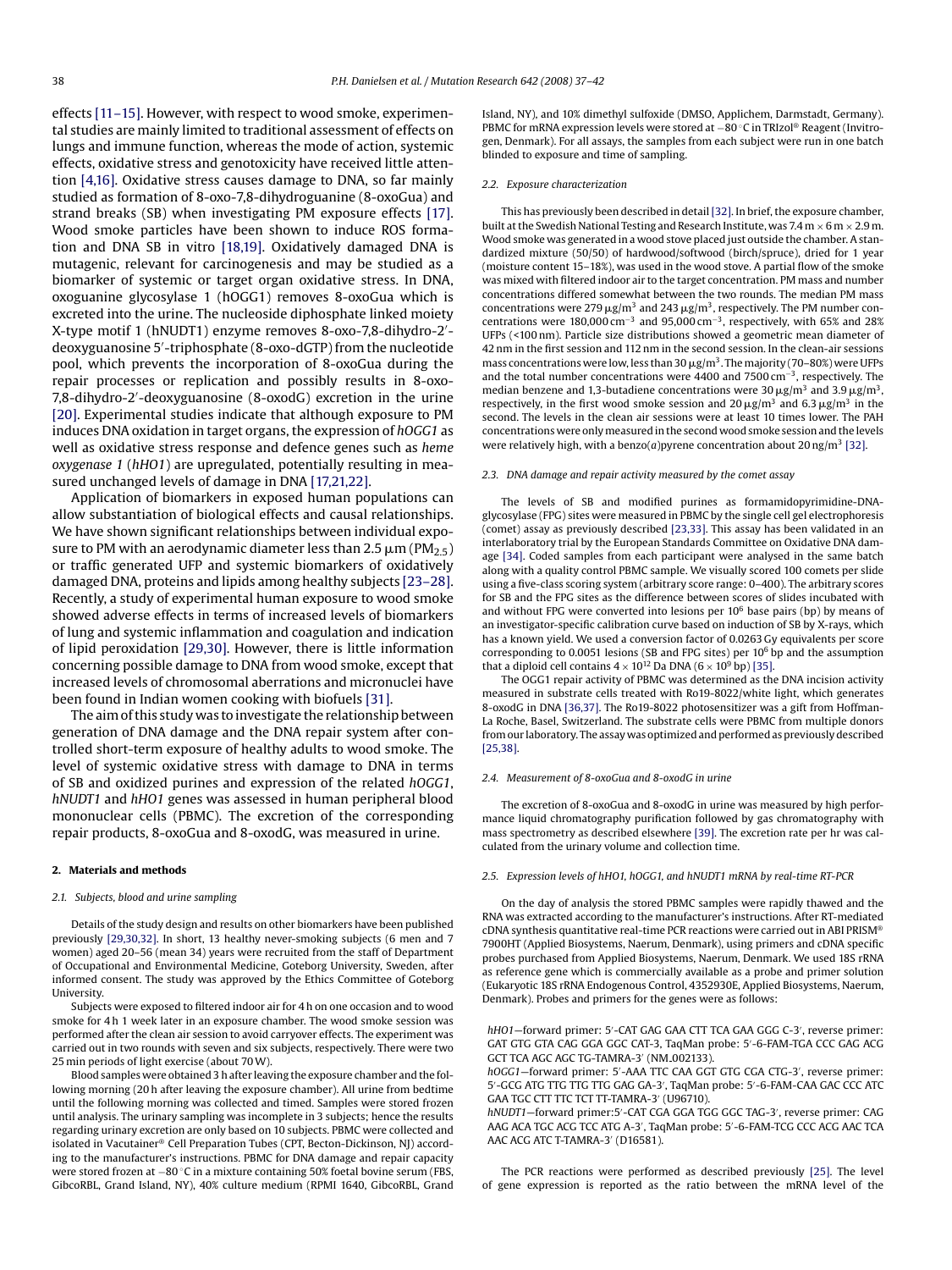effects [11–15]. However, with respect to wood smoke, experimental studies are mainly limited to traditional assessment of effects on lungs and immune function, whereas the mode of action, systemic effects, oxidative stress and genotoxicity have received little attention [4,16]. Oxidative stress causes damage to DNA, so far mainly studied as formation of 8-oxo-7,8-dihydroguanine (8-oxoGua) and strand breaks (SB) when investigating PM exposure effects [17]. Wood smoke particles have been shown to induce ROS formation and DNA SB in vitro [18,19]. Oxidatively damaged DNA is mutagenic, relevant for carcinogenesis and may be studied as a biomarker of systemic or target organ oxidative stress. In DNA, oxoguanine glycosylase 1 (hOGG1) removes 8-oxoGua which is excreted into the urine. The nucleoside diphosphate linked moiety X-type motif 1 (hNUDT1) enzyme removes 8-oxo-7,8-dihydro-2′-deoxyguanosine 5′-triphosphate (8-oxo-dGTP) from the nucleotide pool, which prevents the incorporation of 8-oxoGua during the repair processes or replication and possibly results in 8-oxo-7,8-dihydro-2′-deoxyguanosine (8-oxodG) excretion in the urine [20]. Experimental studies indicate that although exposure to PM induces DNA oxidation in target organs, the expression of *hOGG1* as well as oxidative stress response and defence genes such as *heme oxygenase 1* (*hHO1*) are upregulated, potentially resulting in measured unchanged levels of damage in DNA [17,21,22].

Application of biomarkers in exposed human populations can allow substantiation of biological effects and causal relationships. We have shown significant relationships between individual exposure to PM with an aerodynamic diameter less than 2.5 μm ($PM_{2.5}$) or traffic generated UFP and systemic biomarkers of oxidatively damaged DNA, proteins and lipids among healthy subjects [23–28]. Recently, a study of experimental human exposure to wood smoke showed adverse effects in terms of increased levels of biomarkers of lung and systemic inflammation and coagulation and indication of lipid peroxidation [29,30]. However, there is little information concerning possible damage to DNA from wood smoke, except that increased levels of chromosomal aberrations and micronuclei have been found in Indian women cooking with biofuels [31].

The aim of this study was to investigate the relationship between generation of DNA damage and the DNA repair system after controlled short-term exposure of healthy adults to wood smoke. The level of systemic oxidative stress with damage to DNA in terms of SB and oxidized purines and expression of the related *hOGG1*, *hNUDT1* and *hHO1* genes was assessed in human peripheral blood mononuclear cells (PBMC). The excretion of the corresponding repair products, 8-oxoGua and 8-oxodG, was measured in urine.

## 2. Materials and methods

### 2.1. Subjects, blood and urine sampling

Details of the study design and results on other biomarkers have been published previously [29,30,32]. In short, 13 healthy never-smoking subjects (6 men and 7 women) aged 20–56 (mean 34) years were recruited from the staff of Department of Occupational and Environmental Medicine, Goteborg University, Sweden, after informed consent. The study was approved by the Ethics Committee of Goteborg University.

Subjects were exposed to filtered indoor air for 4 h on one occasion and to wood smoke for 4 h 1 week later in an exposure chamber. The wood smoke session was performed after the clean air session to avoid carryover effects. The experiment was carried out in two rounds with seven and six subjects, respectively. There were two 25 min periods of light exercise (about 70 W).

Blood samples were obtained 3 h after leaving the exposure chamber and the following morning (20 h after leaving the exposure chamber). All urine from bedtime until the following morning was collected and timed. Samples were stored frozen until analysis. The urinary sampling was incomplete in 3 subjects; hence the results regarding urinary excretion are only based on 10 subjects. PBMC were collected and isolated in Vacutainer® Cell Preparation Tubes (CPT, Becton-Dickinson, NJ) according to the manufacturer's instructions. PBMC for DNA damage and repair capacity were stored frozen at −80 °C in a mixture containing 50% foetal bovine serum (FBS, GibcoRBL, Grand Island, NY), 40% culture medium (RPMI 1640, GibcoRBL, Grand Island, NY), and 10% dimethyl sulfoxide (DMSO, Applichem, Darmstadt, Germany). PBMC for mRNA expression levels were stored at −80 °C in TRIzol® Reagent (Invitrogen, Denmark). For all assays, the samples from each subject were run in one batch blinded to exposure and time of sampling.

### 2.2. Exposure characterization

This has previously been described in detail [32]. In brief, the exposure chamber, built at the Swedish National Testing and Research Institute, was 7.4 m × 6 m × 2.9 m. Wood smoke was generated in a wood stove placed just outside the chamber. A standardized mixture (50/50) of hardwood/softwood (birch/spruce), dried for 1 year (moisture content 15–18%), was used in the wood stove. A partial flow of the smoke was mixed with filtered indoor air to the target concentration. PM mass and number concentrations differed somewhat between the two rounds. The median PM mass concentrations were 279 μg/m$^3$ and 243 μg/m$^3$, respectively. The PM number concentrations were 180,000 cm$^{-3}$ and 95,000 cm$^{-3}$, respectively, with 65% and 28% UFPs (<100 nm). Particle size distributions showed a geometric mean diameter of 42 nm in the first session and 112 nm in the second session. In the clean-air sessions mass concentrations were low, less than 30 μg/m$^3$. The majority (70–80%) were UFPs and the total number concentrations were 4400 and 7500 cm$^{-3}$, respectively. The median benzene and 1,3-butadiene concentrations were 30 μg/m$^3$ and 3.9 μg/m$^3$, respectively, in the first wood smoke session and 20 μg/m$^3$ and 6.3 μg/m$^3$ in the second. The levels in the clean air sessions were at least 10 times lower. The PAH concentrations were only measured in the second wood smoke session and the levels were relatively high, with a benzo(*a*)pyrene concentration about 20 ng/m$^3$ [32].

### 2.3. DNA damage and repair activity measured by the comet assay

The levels of SB and modified purines as formamidopyrimidine-DNA-glycosylase (FPG) sites were measured in PBMC by the single cell gel electrophoresis (comet) assay as previously described [23,33]. This assay has been validated in an interlaboratory trial by the European Standards Committee on Oxidative DNA damage [34]. Coded samples from each participant were analysed in the same batch along with a quality control PBMC sample. We visually scored 100 comets per slide using a five-class scoring system (arbitrary score range: 0–400). The arbitrary scores for SB and the FPG sites as the difference between scores of slides incubated with and without FPG were converted into lesions per $10^6$ base pairs (bp) by means of an investigator-specific calibration curve based on induction of SB by X-rays, which has a known yield. We used a conversion factor of 0.0263 Gy equivalents per score corresponding to 0.0051 lesions (SB and FPG sites) per $10^6$ bp and the assumption that a diploid cell contains $4 \times 10^{12}$ Da DNA ($6 \times 10^9$ bp) [35].

The OGG1 repair activity of PBMC was determined as the DNA incision activity measured in substrate cells treated with Ro19-8022/white light, which generates 8-oxodG in DNA [36,37]. The Ro19-8022 photosensitizer was a gift from Hoffman-La Roche, Basel, Switzerland. The substrate cells were PBMC from multiple donors from our laboratory. The assay was optimized and performed as previously described [25,38].

### 2.4. Measurement of 8-oxoGua and 8-oxodG in urine

The excretion of 8-oxoGua and 8-oxodG in urine was measured by high performance liquid chromatography purification followed by gas chromatography with mass spectrometry as described elsewhere [39]. The excretion rate per hr was calculated from the urinary volume and collection time.

### 2.5. Expression levels of hHO1, hOGG1, and hNUDT1 mRNA by real-time RT-PCR

On the day of analysis the stored PBMC samples were rapidly thawed and the RNA was extracted according to the manufacturer's instructions. After RT-mediated cDNA synthesis quantitative real-time PCR reactions were carried out in ABI PRISM® 7900HT (Applied Biosystems, Naerum, Denmark), using primers and cDNA specific probes purchased from Applied Biosystems, Naerum, Denmark. We used 18S rRNA as reference gene which is commercially available as a probe and primer solution (Eukaryotic 18S rRNA Endogenous Control, 4352930E, Applied Biosystems, Naerum, Denmark). Probes and primers for the genes were as follows:

*hHO1*—forward primer: 5′-CAT GAG GAA CTT TCA GAA GGG C-3′, reverse primer: GAT GTG GTA CAG GGA GGC CAT-3, TaqMan probe: 5′-6-FAM-TGA CCC GAG ACG GCT TCA AGC AGC TG-TAMRA-3′ (NM_002133).

*hOGG1*—forward primer: 5′-AAA TTC CAA GGT GTG CGA CTG-3′, reverse primer: 5′-GCG ATG TTG TTG TTG GAG GA-3′, TaqMan probe: 5′-6-FAM-CAA GAC CCC ATC GAA TGC CTT TTC TCT TT-TAMRA-3′ (U96710).

*hNUDT1*—forward primer:5′-CAT CGA GGA TGG GGC TAG-3′, reverse primer: CAG AAG ACA TGC ACG TCC ATG A-3′, TaqMan probe: 5′-6-FAM-TCG CCC ACG AAC TCA AAC ACG ATC T-TAMRA-3′ (D16581).

The PCR reactions were performed as described previously [25]. The level of gene expression is reported as the ratio between the mRNA level of the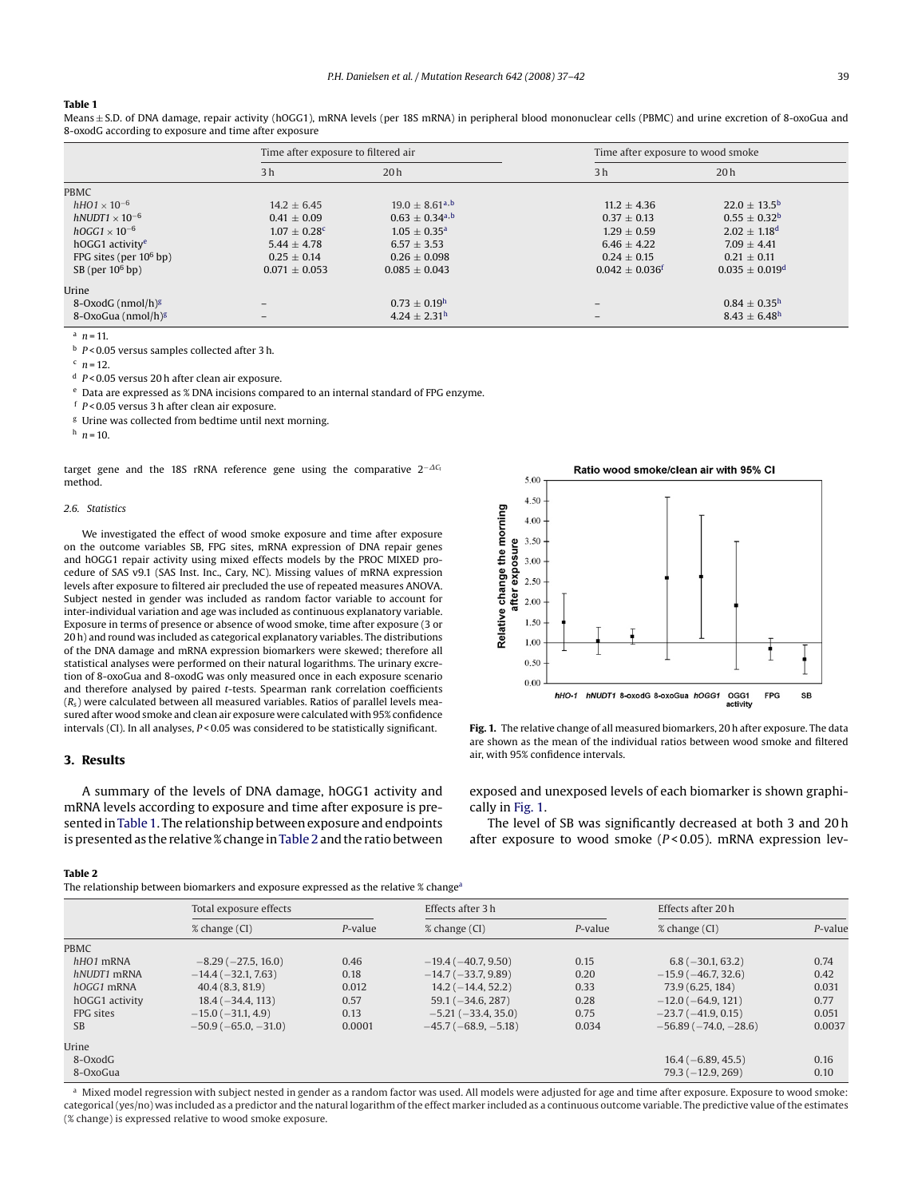**Table 1**

Means ± S.D. of DNA damage, repair activity (hOGG1), mRNA levels (per 18S mRNA) in peripheral blood mononuclear cells (PBMC) and urine excretion of 8-oxoGua and 8-oxodG according to exposure and time after exposure

| | Time after exposure to filtered air | | Time after exposure to wood smoke | |
|---|---|---|---|---|
| | 3 h | 20 h | 3 h | 20 h |
| PBMC | | | | |
| *hHO1* × $10^{-6}$ | 14.2 ± 6.45 | 19.0 ± 8.61[a,b] | 11.2 ± 4.36 | 22.0 ± 13.5[b] |
| *hNUDT1* × $10^{-6}$ | 0.41 ± 0.09 | 0.63 ± 0.34[a,b] | 0.37 ± 0.13 | 0.55 ± 0.32[b] |
| *hOGG1* × $10^{-6}$ | 1.07 ± 0.28[c] | 1.05 ± 0.35[a] | 1.29 ± 0.59 | 2.02 ± 1.18[d] |
| hOGG1 activity[e] | 5.44 ± 4.78 | 6.57 ± 3.53 | 6.46 ± 4.22 | 7.09 ± 4.41 |
| FPG sites (per $10^6$ bp) | 0.25 ± 0.14 | 0.26 ± 0.098 | 0.24 ± 0.15 | 0.21 ± 0.11 |
| SB (per $10^6$ bp) | 0.071 ± 0.053 | 0.085 ± 0.043 | 0.042 ± 0.036[f] | 0.035 ± 0.019[d] |
| Urine | | | | |
| 8-OxodG (nmol/h)[g] | – | 0.73 ± 0.19[h] | – | 0.84 ± 0.35[h] |
| 8-OxoGua (nmol/h)[g] | – | 4.24 ± 2.31[h] | – | 8.43 ± 6.48[h] |

[a] $n = 11$.
[b] $P < 0.05$ versus samples collected after 3 h.
[c] $n = 12$.
[d] $P < 0.05$ versus 20 h after clean air exposure.
[e] Data are expressed as % DNA incisions compared to an internal standard of FPG enzyme.
[f] $P < 0.05$ versus 3 h after clean air exposure.
[g] Urine was collected from bedtime until next morning.
[h] $n = 10$.

target gene and the 18S rRNA reference gene using the comparative $2^{-\Delta C_t}$ method.

### 2.6. Statistics

We investigated the effect of wood smoke exposure and time after exposure on the outcome variables SB, FPG sites, mRNA expression of DNA repair genes and hOGG1 repair activity using mixed effects models by the PROC MIXED procedure of SAS v9.1 (SAS Inst. Inc., Cary, NC). Missing values of mRNA expression levels after exposure to filtered air precluded the use of repeated measures ANOVA. Subject nested in gender was included as random factor variable to account for inter-individual variation and age was included as continuous explanatory variable. Exposure in terms of presence or absence of wood smoke, time after exposure (3 or 20 h) and round was included as categorical explanatory variables. The distributions of the DNA damage and mRNA expression biomarkers were skewed; therefore all statistical analyses were performed on their natural logarithms. The urinary excretion of 8-oxoGua and 8-oxodG was only measured once in each exposure scenario and therefore analysed by paired *t*-tests. Spearman rank correlation coefficients ($R_s$) were calculated between all measured variables. Ratios of parallel levels measured after wood smoke and clean air exposure were calculated with 95% confidence intervals (CI). In all analyses, $P < 0.05$ was considered to be statistically significant.

## 3. Results

A summary of the levels of DNA damage, hOGG1 activity and mRNA levels according to exposure and time after exposure is presented in Table 1. The relationship between exposure and endpoints is presented as the relative % change in Table 2 and the ratio between exposed and unexposed levels of each biomarker is shown graphically in Fig. 1.

**Fig. 1.** The relative change of all measured biomarkers, 20 h after exposure. The data are shown as the mean of the individual ratios between wood smoke and filtered air, with 95% confidence intervals.

The level of SB was significantly decreased at both 3 and 20 h after exposure to wood smoke ($P < 0.05$). mRNA expression lev-

**Table 2**

The relationship between biomarkers and exposure expressed as the relative % change[a]

| | Total exposure effects | | Effects after 3 h | | Effects after 20 h | |
|---|---|---|---|---|---|---|
| | % change (CI) | *P*-value | % change (CI) | *P*-value | % change (CI) | *P*-value |
| PBMC | | | | | | |
| *hHO1* mRNA | −8.29 (−27.5, 16.0) | 0.46 | −19.4 (−40.7, 9.50) | 0.15 | 6.8 (−30.1, 63.2) | 0.74 |
| *hNUDT1* mRNA | −14.4 (−32.1, 7.63) | 0.18 | −14.7 (−33.7, 9.89) | 0.20 | −15.9 (−46.7, 32.6) | 0.42 |
| *hOGG1* mRNA | 40.4 (8.3, 81.9) | 0.012 | 14.2 (−14.4, 52.2) | 0.33 | 73.9 (6.25, 184) | 0.031 |
| hOGG1 activity | 18.4 (−34.4, 113) | 0.57 | 59.1 (−34.6, 287) | 0.28 | −12.0 (−64.9, 121) | 0.77 |
| FPG sites | −15.0 (−31.1, 4.9) | 0.13 | −5.21 (−33.4, 35.0) | 0.75 | −23.7 (−41.9, 0.15) | 0.051 |
| SB | −50.9 (−65.0, −31.0) | 0.0001 | −45.7 (−68.9, −5.18) | 0.034 | −56.89 (−74.0, −28.6) | 0.0037 |
| Urine | | | | | | |
| 8-OxodG | | | | | 16.4 (−6.89, 45.5) | 0.16 |
| 8-OxoGua | | | | | 79.3 (−12.9, 269) | 0.10 |

[a] Mixed model regression with subject nested in gender as a random factor was used. All models were adjusted for age and time after exposure. Exposure to wood smoke: categorical (yes/no) was included as a predictor and the natural logarithm of the effect marker included as a continuous outcome variable. The predictive value of the estimates (% change) is expressed relative to wood smoke exposure.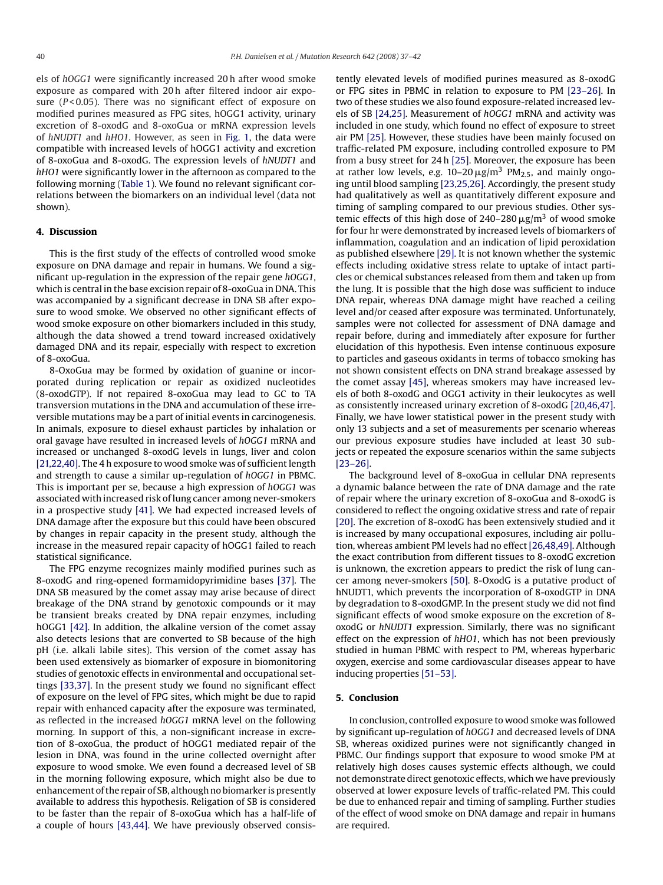els of *hOGG1* were significantly increased 20 h after wood smoke exposure as compared with 20 h after filtered indoor air exposure ($P < 0.05$). There was no significant effect of exposure on modified purines measured as FPG sites, hOGG1 activity, urinary excretion of 8-oxodG and 8-oxoGua or mRNA expression levels of *hNUDT1* and *hHO1*. However, as seen in Fig. 1, the data were compatible with increased levels of hOGG1 activity and excretion of 8-oxoGua and 8-oxodG. The expression levels of *hNUDT1* and *hHO1* were significantly lower in the afternoon as compared to the following morning (Table 1). We found no relevant significant correlations between the biomarkers on an individual level (data not shown).

## 4. Discussion

This is the first study of the effects of controlled wood smoke exposure on DNA damage and repair in humans. We found a significant up-regulation in the expression of the repair gene *hOGG1*, which is central in the base excision repair of 8-oxoGua in DNA. This was accompanied by a significant decrease in DNA SB after exposure to wood smoke. We observed no other significant effects of wood smoke exposure on other biomarkers included in this study, although the data showed a trend toward increased oxidatively damaged DNA and its repair, especially with respect to excretion of 8-oxoGua.

8-OxoGua may be formed by oxidation of guanine or incorporated during replication or repair as oxidized nucleotides (8-oxodGTP). If not repaired 8-oxoGua may lead to GC to TA transversion mutations in the DNA and accumulation of these irreversible mutations may be a part of initial events in carcinogenesis. In animals, exposure to diesel exhaust particles by inhalation or oral gavage have resulted in increased levels of *hOGG1* mRNA and increased or unchanged 8-oxodG levels in lungs, liver and colon [21,22,40]. The 4 h exposure to wood smoke was of sufficient length and strength to cause a similar up-regulation of *hOGG1* in PBMC. This is important per se, because a high expression of *hOGG1* was associated with increased risk of lung cancer among never-smokers in a prospective study [41]. We had expected increased levels of DNA damage after the exposure but this could have been obscured by changes in repair capacity in the present study, although the increase in the measured repair capacity of hOGG1 failed to reach statistical significance.

The FPG enzyme recognizes mainly modified purines such as 8-oxodG and ring-opened formamidopyrimidine bases [37]. The DNA SB measured by the comet assay may arise because of direct breakage of the DNA strand by genotoxic compounds or it may be transient breaks created by DNA repair enzymes, including hOGG1 [42]. In addition, the alkaline version of the comet assay also detects lesions that are converted to SB because of the high pH (i.e. alkali labile sites). This version of the comet assay has been used extensively as biomarker of exposure in biomonitoring studies of genotoxic effects in environmental and occupational settings [33,37]. In the present study we found no significant effect of exposure on the level of FPG sites, which might be due to rapid repair with enhanced capacity after the exposure was terminated, as reflected in the increased *hOGG1* mRNA level on the following morning. In support of this, a non-significant increase in excretion of 8-oxoGua, the product of hOGG1 mediated repair of the lesion in DNA, was found in the urine collected overnight after exposure to wood smoke. We even found a decreased level of SB in the morning following exposure, which might also be due to enhancement of the repair of SB, although no biomarker is presently available to address this hypothesis. Religation of SB is considered to be faster than the repair of 8-oxoGua which has a half-life of a couple of hours [43,44]. We have previously observed consistently elevated levels of modified purines measured as 8-oxodG or FPG sites in PBMC in relation to exposure to PM [23–26]. In two of these studies we also found exposure-related increased levels of SB [24,25]. Measurement of *hOGG1* mRNA and activity was included in one study, which found no effect of exposure to street air PM [25]. However, these studies have been mainly focused on traffic-related PM exposure, including controlled exposure to PM from a busy street for 24 h [25]. Moreover, the exposure has been at rather low levels, e.g. 10–20 μg/m$^3$ $PM_{2.5}$, and mainly ongoing until blood sampling [23,25,26]. Accordingly, the present study had qualitatively as well as quantitatively different exposure and timing of sampling compared to our previous studies. Other systemic effects of this high dose of 240–280 μg/m$^3$ of wood smoke for four hr were demonstrated by increased levels of biomarkers of inflammation, coagulation and an indication of lipid peroxidation as published elsewhere [29]. It is not known whether the systemic effects including oxidative stress relate to uptake of intact particles or chemical substances released from them and taken up from the lung. It is possible that the high dose was sufficient to induce DNA repair, whereas DNA damage might have reached a ceiling level and/or ceased after exposure was terminated. Unfortunately, samples were not collected for assessment of DNA damage and repair before, during and immediately after exposure for further elucidation of this hypothesis. Even intense continuous exposure to particles and gaseous oxidants in terms of tobacco smoking has not shown consistent effects on DNA strand breakage assessed by the comet assay [45], whereas smokers may have increased levels of both 8-oxodG and OGG1 activity in their leukocytes as well as consistently increased urinary excretion of 8-oxodG [20,46,47]. Finally, we have lower statistical power in the present study with only 13 subjects and a set of measurements per scenario whereas our previous exposure studies have included at least 30 subjects or repeated the exposure scenarios within the same subjects [23–26].

The background level of 8-oxoGua in cellular DNA represents a dynamic balance between the rate of DNA damage and the rate of repair where the urinary excretion of 8-oxoGua and 8-oxodG is considered to reflect the ongoing oxidative stress and rate of repair [20]. The excretion of 8-oxodG has been extensively studied and it is increased by many occupational exposures, including air pollution, whereas ambient PM levels had no effect [26,48,49]. Although the exact contribution from different tissues to 8-oxodG excretion is unknown, the excretion appears to predict the risk of lung cancer among never-smokers [50]. 8-OxodG is a putative product of hNUDT1, which prevents the incorporation of 8-oxodGTP in DNA by degradation to 8-oxodGMP. In the present study we did not find significant effects of wood smoke exposure on the excretion of 8-oxodG or *hNUDT1* expression. Similarly, there was no significant effect on the expression of *hHO1*, which has not been previously studied in human PBMC with respect to PM, whereas hyperbaric oxygen, exercise and some cardiovascular diseases appear to have inducing properties [51–53].

## 5. Conclusion

In conclusion, controlled exposure to wood smoke was followed by significant up-regulation of *hOGG1* and decreased levels of DNA SB, whereas oxidized purines were not significantly changed in PBMC. Our findings support that exposure to wood smoke PM at relatively high doses causes systemic effects although, we could not demonstrate direct genotoxic effects, which we have previously observed at lower exposure levels of traffic-related PM. This could be due to enhanced repair and timing of sampling. Further studies of the effect of wood smoke on DNA damage and repair in humans are required.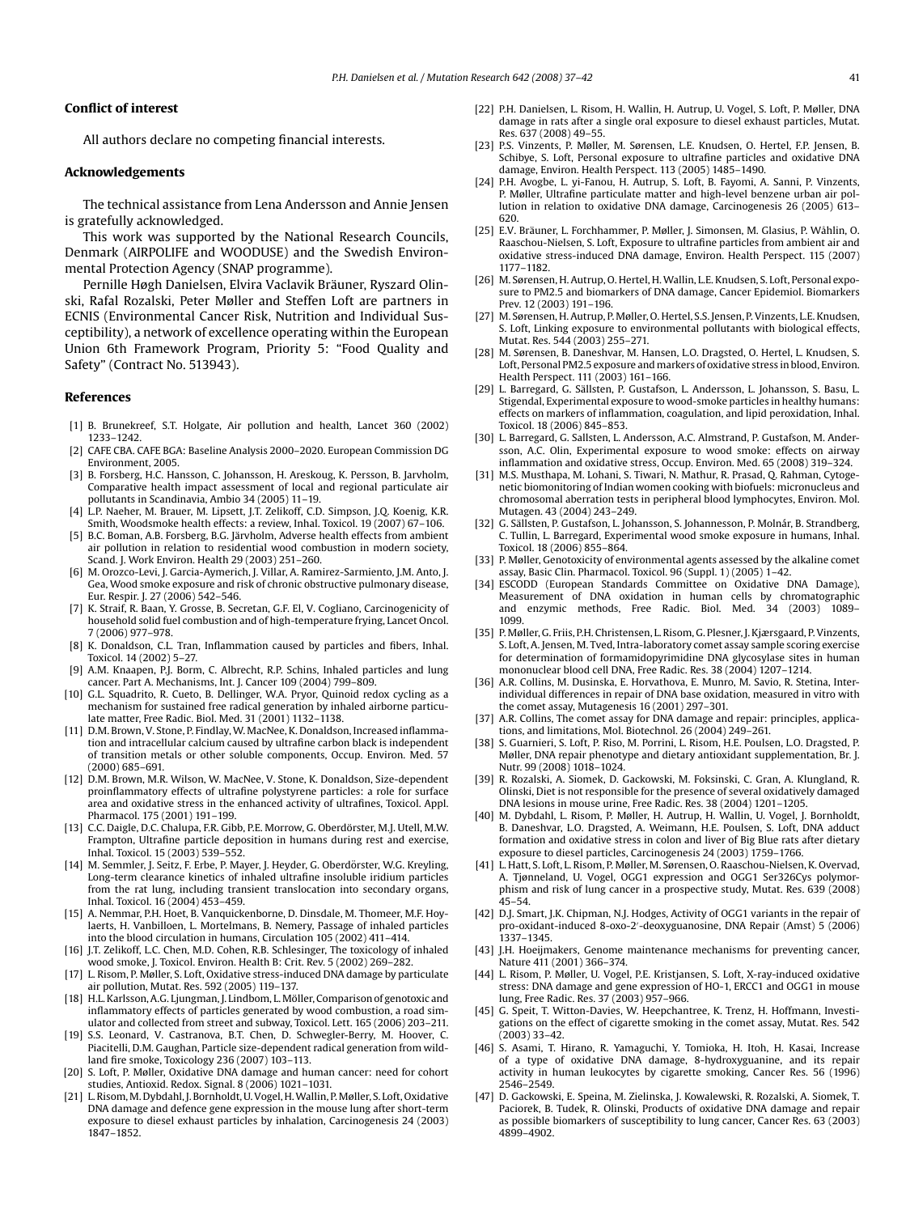## Conflict of interest

All authors declare no competing financial interests.

## Acknowledgements

The technical assistance from Lena Andersson and Annie Jensen is gratefully acknowledged.

This work was supported by the National Research Councils, Denmark (AIRPOLIFE and WOODUSE) and the Swedish Environmental Protection Agency (SNAP programme).

Pernille Høgh Danielsen, Elvira Vaclavik Bräuner, Ryszard Olinski, Rafal Rozalski, Peter Møller and Steffen Loft are partners in ECNIS (Environmental Cancer Risk, Nutrition and Individual Susceptibility), a network of excellence operating within the European Union 6th Framework Program, Priority 5: "Food Quality and Safety" (Contract No. 513943).

## References

[1] B. Brunekreef, S.T. Holgate, Air pollution and health, Lancet 360 (2002) 1233–1242.

[2] CAFE CBA. CAFE BGA: Baseline Analysis 2000–2020. European Commission DG Environment, 2005.

[3] B. Forsberg, H.C. Hansson, C. Johansson, H. Areskoug, K. Persson, B. Jarvholm, Comparative health impact assessment of local and regional particulate air pollutants in Scandinavia, Ambio 34 (2005) 11–19.

[4] L.P. Naeher, M. Brauer, M. Lipsett, J.T. Zelikoff, C.D. Simpson, J.Q. Koenig, K.R. Smith, Woodsmoke health effects: a review, Inhal. Toxicol. 19 (2007) 67–106.

[5] B.C. Boman, A.B. Forsberg, B.G. Järvholm, Adverse health effects from ambient air pollution in relation to residential wood combustion in modern society, Scand. J. Work Environ. Health 29 (2003) 251–260.

[6] M. Orozco-Levi, J. Garcia-Aymerich, J. Villar, A. Ramirez-Sarmiento, J.M. Anto, J. Gea, Wood smoke exposure and risk of chronic obstructive pulmonary disease, Eur. Respir. J. 27 (2006) 542–546.

[7] K. Straif, R. Baan, Y. Grosse, B. Secretan, G.F. El, V. Cogliano, Carcinogenicity of household solid fuel combustion and of high-temperature frying, Lancet Oncol. 7 (2006) 977–978.

[8] K. Donaldson, C.L. Tran, Inflammation caused by particles and fibers, Inhal. Toxicol. 14 (2002) 5–27.

[9] A.M. Knaapen, P.J. Borm, C. Albrecht, R.P. Schins, Inhaled particles and lung cancer. Part A. Mechanisms, Int. J. Cancer 109 (2004) 799–809.

[10] G.L. Squadrito, R. Cueto, B. Dellinger, W.A. Pryor, Quinoid redox cycling as a mechanism for sustained free radical generation by inhaled airborne particulate matter, Free Radic. Biol. Med. 31 (2001) 1132–1138.

[11] D.M. Brown, V. Stone, P. Findlay, W. MacNee, K. Donaldson, Increased inflammation and intracellular calcium caused by ultrafine carbon black is independent of transition metals or other soluble components, Occup. Environ. Med. 57 (2000) 685–691.

[12] D.M. Brown, M.R. Wilson, W. MacNee, V. Stone, K. Donaldson, Size-dependent proinflammatory effects of ultrafine polystyrene particles: a role for surface area and oxidative stress in the enhanced activity of ultrafines, Toxicol. Appl. Pharmacol. 175 (2001) 191–199.

[13] C.C. Daigle, D.C. Chalupa, F.R. Gibb, P.E. Morrow, G. Oberdörster, M.J. Utell, M.W. Frampton, Ultrafine particle deposition in humans during rest and exercise, Inhal. Toxicol. 15 (2003) 539–552.

[14] M. Semmler, J. Seitz, F. Erbe, P. Mayer, J. Heyder, G. Oberdörster, W.G. Kreyling, Long-term clearance kinetics of inhaled ultrafine insoluble iridium particles from the rat lung, including transient translocation into secondary organs, Inhal. Toxicol. 16 (2004) 453–459.

[15] A. Nemmar, P.H. Hoet, B. Vanquickenborne, D. Dinsdale, M. Thomeer, M.F. Hoylaerts, H. Vanbilloen, L. Mortelmans, B. Nemery, Passage of inhaled particles into the blood circulation in humans, Circulation 105 (2002) 411–414.

[16] J.T. Zelikoff, L.C. Chen, M.D. Cohen, R.B. Schlesinger, The toxicology of inhaled wood smoke, J. Toxicol. Environ. Health B: Crit. Rev. 5 (2002) 269–282.

[17] L. Risom, P. Møller, S. Loft, Oxidative stress-induced DNA damage by particulate air pollution, Mutat. Res. 592 (2005) 119–137.

[18] H.L. Karlsson, A.G. Ljungman, J. Lindbom, L. Möller, Comparison of genotoxic and inflammatory effects of particles generated by wood combustion, a road simulator and collected from street and subway, Toxicol. Lett. 165 (2006) 203–211.

[19] S.S. Leonard, V. Castranova, B.T. Chen, D. Schwegler-Berry, M. Hoover, C. Piacitelli, D.M. Gaughan, Particle size-dependent radical generation from wildland fire smoke, Toxicology 236 (2007) 103–113.

[20] S. Loft, P. Møller, Oxidative DNA damage and human cancer: need for cohort studies, Antioxid. Redox. Signal. 8 (2006) 1021–1031.

[21] L. Risom, M. Dybdahl, J. Bornholdt, U. Vogel, H. Wallin, P. Møller, S. Loft, Oxidative DNA damage and defence gene expression in the mouse lung after short-term exposure to diesel exhaust particles by inhalation, Carcinogenesis 24 (2003) 1847–1852.

[22] P.H. Danielsen, L. Risom, H. Wallin, H. Autrup, U. Vogel, S. Loft, P. Møller, DNA damage in rats after a single oral exposure to diesel exhaust particles, Mutat. Res. 637 (2008) 49–55.

[23] P.S. Vinzents, P. Møller, M. Sørensen, L.E. Knudsen, O. Hertel, F.P. Jensen, B. Schibye, S. Loft, Personal exposure to ultrafine particles and oxidative DNA damage, Environ. Health Perspect. 113 (2005) 1485–1490.

[24] P.H. Avogbe, L. yi-Fanou, H. Autrup, S. Loft, B. Fayomi, A. Sanni, P. Vinzents, P. Møller, Ultrafine particulate matter and high-level benzene urban air pollution in relation to oxidative DNA damage, Carcinogenesis 26 (2005) 613–620.

[25] E.V. Bräuner, L. Forchhammer, P. Møller, J. Simonsen, M. Glasius, P. Wåhlin, O. Raaschou-Nielsen, S. Loft, Exposure to ultrafine particles from ambient air and oxidative stress-induced DNA damage, Environ. Health Perspect. 115 (2007) 1177–1182.

[26] M. Sørensen, H. Autrup, O. Hertel, H. Wallin, L.E. Knudsen, S. Loft, Personal exposure to PM2.5 and biomarkers of DNA damage, Cancer Epidemiol. Biomarkers Prev. 12 (2003) 191–196.

[27] M. Sørensen, H. Autrup, P. Møller, O. Hertel, S.S. Jensen, P. Vinzents, L.E. Knudsen, S. Loft, Linking exposure to environmental pollutants with biological effects, Mutat. Res. 544 (2003) 255–271.

[28] M. Sørensen, B. Daneshvar, M. Hansen, L.O. Dragsted, O. Hertel, L. Knudsen, S. Loft, Personal PM2.5 exposure and markers of oxidative stress in blood, Environ. Health Perspect. 111 (2003) 161–166.

[29] L. Barregard, G. Sällsten, P. Gustafson, L. Andersson, L. Johansson, S. Basu, L. Stigendal, Experimental exposure to wood-smoke particles in healthy humans: effects on markers of inflammation, coagulation, and lipid peroxidation, Inhal. Toxicol. 18 (2006) 845–853.

[30] L. Barregard, G. Sallsten, L. Andersson, A.C. Almstrand, P. Gustafson, M. Andersson, A.C. Olin, Experimental exposure to wood smoke: effects on airway inflammation and oxidative stress, Occup. Environ. Med. 65 (2008) 319–324.

[31] M.S. Musthapa, M. Lohani, S. Tiwari, N. Mathur, R. Prasad, Q. Rahman, Cytogenetic biomonitoring of Indian women cooking with biofuels: micronucleus and chromosomal aberration tests in peripheral blood lymphocytes, Environ. Mol. Mutagen. 43 (2004) 243–249.

[32] G. Sällsten, P. Gustafson, L. Johansson, S. Johannesson, P. Molnár, B. Strandberg, C. Tullin, L. Barregard, Experimental wood smoke exposure in humans, Inhal. Toxicol. 18 (2006) 855–864.

[33] P. Møller, Genotoxicity of environmental agents assessed by the alkaline comet assay, Basic Clin. Pharmacol. Toxicol. 96 (Suppl. 1) (2005) 1–42.

[34] ESCODD (European Standards Committee on Oxidative DNA Damage), Measurement of DNA oxidation in human cells by chromatographic and enzymic methods, Free Radic. Biol. Med. 34 (2003) 1089–1099.

[35] P. Møller, G. Friis, P.H. Christensen, L. Risom, G. Plesner, J. Kjærsgaard, P. Vinzents, S. Loft, A. Jensen, M. Tved, Intra-laboratory comet assay sample scoring exercise for determination of formamidopyrimidine DNA glycosylase sites in human mononuclear blood cell DNA, Free Radic. Res. 38 (2004) 1207–1214.

[36] A.R. Collins, M. Dusinska, E. Horvathova, E. Munro, M. Savio, R. Stetina, Inter-individual differences in repair of DNA base oxidation, measured in vitro with the comet assay, Mutagenesis 16 (2001) 297–301.

[37] A.R. Collins, The comet assay for DNA damage and repair: principles, applications, and limitations, Mol. Biotechnol. 26 (2004) 249–261.

[38] S. Guarnieri, S. Loft, P. Riso, M. Porrini, L. Risom, H.E. Poulsen, L.O. Dragsted, P. Møller, DNA repair phenotype and dietary antioxidant supplementation, Br. J. Nutr. 99 (2008) 1018–1024.

[39] R. Rozalski, A. Siomek, D. Gackowski, M. Foksinski, C. Gran, A. Klungland, R. Olinski, Diet is not responsible for the presence of several oxidatively damaged DNA lesions in mouse urine, Free Radic. Res. 38 (2004) 1201–1205.

[40] M. Dybdahl, L. Risom, P. Møller, H. Autrup, H. Wallin, U. Vogel, J. Bornholdt, B. Daneshvar, L.O. Dragsted, A. Weimann, H.E. Poulsen, S. Loft, DNA adduct formation and oxidative stress in colon and liver of Big Blue rats after dietary exposure to diesel particles, Carcinogenesis 24 (2003) 1759–1766.

[41] L. Hatt, S. Loft, L. Risom, P. Møller, M. Sørensen, O. Raaschou-Nielsen, K. Overvad, A. Tjønneland, U. Vogel, OGG1 expression and OGG1 Ser326Cys polymorphism and risk of lung cancer in a prospective study, Mutat. Res. 639 (2008) 45–54.

[42] D.J. Smart, J.K. Chipman, N.J. Hodges, Activity of OGG1 variants in the repair of pro-oxidant-induced 8-oxo-2′-deoxyguanosine, DNA Repair (Amst) 5 (2006) 1337–1345.

[43] J.H. Hoeijmakers, Genome maintenance mechanisms for preventing cancer, Nature 411 (2001) 366–374.

[44] L. Risom, P. Møller, U. Vogel, P.E. Kristjansen, S. Loft, X-ray-induced oxidative stress: DNA damage and gene expression of HO-1, ERCC1 and OGG1 in mouse lung, Free Radic. Res. 37 (2003) 957–966.

[45] G. Speit, T. Witton-Davies, W. Heepchantree, K. Trenz, H. Hoffmann, Investigations on the effect of cigarette smoking in the comet assay, Mutat. Res. 542 (2003) 33–42.

[46] S. Asami, T. Hirano, R. Yamaguchi, Y. Tomioka, H. Itoh, H. Kasai, Increase of a type of oxidative DNA damage, 8-hydroxyguanine, and its repair activity in human leukocytes by cigarette smoking, Cancer Res. 56 (1996) 2546–2549.

[47] D. Gackowski, E. Speina, M. Zielinska, J. Kowalewski, R. Rozalski, A. Siomek, T. Paciorek, B. Tudek, R. Olinski, Products of oxidative DNA damage and repair as possible biomarkers of susceptibility to lung cancer, Cancer Res. 63 (2003) 4899–4902.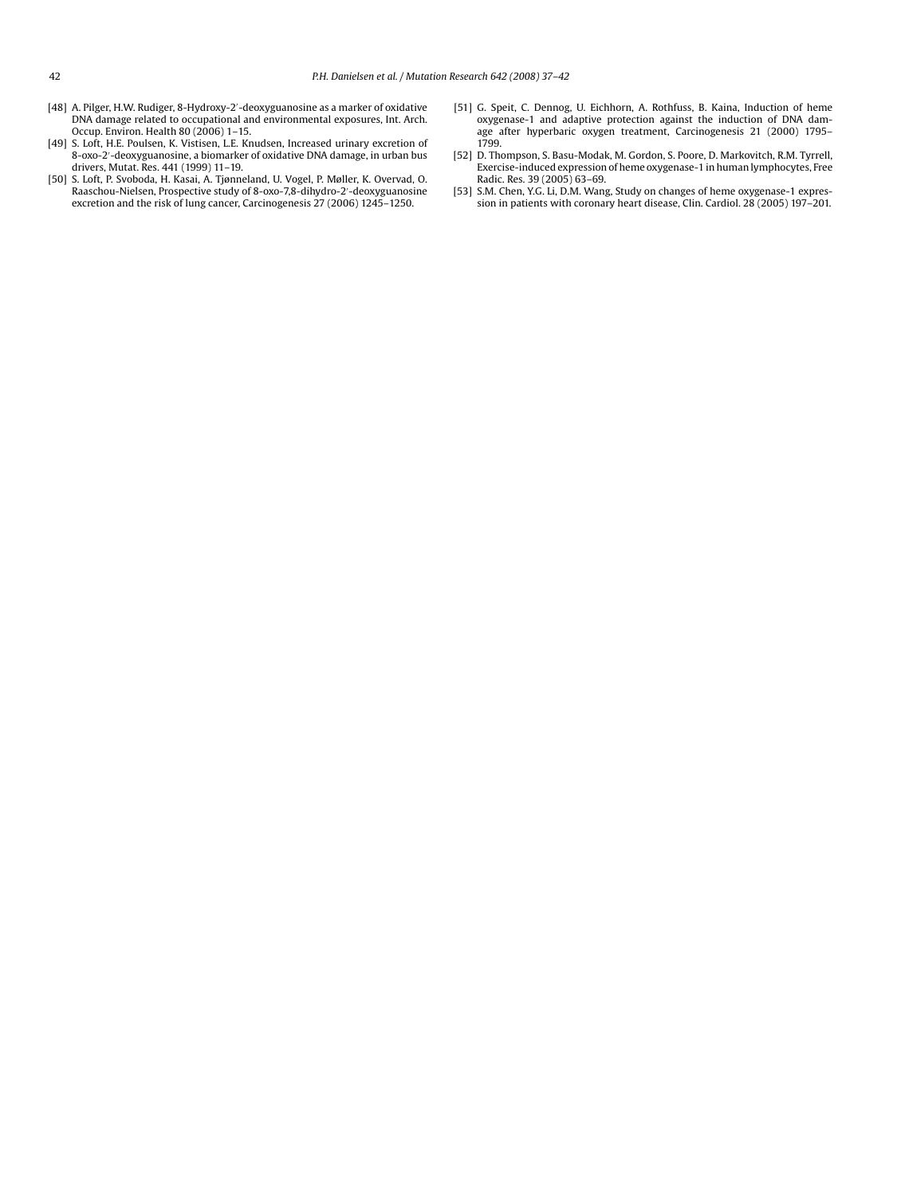[48] A. Pilger, H.W. Rudiger, 8-Hydroxy-2′-deoxyguanosine as a marker of oxidative DNA damage related to occupational and environmental exposures, Int. Arch. Occup. Environ. Health 80 (2006) 1–15.

[49] S. Loft, H.E. Poulsen, K. Vistisen, L.E. Knudsen, Increased urinary excretion of 8-oxo-2′-deoxyguanosine, a biomarker of oxidative DNA damage, in urban bus drivers, Mutat. Res. 441 (1999) 11–19.

[50] S. Loft, P. Svoboda, H. Kasai, A. Tjønneland, U. Vogel, P. Møller, K. Overvad, O. Raaschou-Nielsen, Prospective study of 8-oxo-7,8-dihydro-2′-deoxyguanosine excretion and the risk of lung cancer, Carcinogenesis 27 (2006) 1245–1250.

[51] G. Speit, C. Dennog, U. Eichhorn, A. Rothfuss, B. Kaina, Induction of heme oxygenase-1 and adaptive protection against the induction of DNA damage after hyperbaric oxygen treatment, Carcinogenesis 21 (2000) 1795–1799.

[52] D. Thompson, S. Basu-Modak, M. Gordon, S. Poore, D. Markovitch, R.M. Tyrrell, Exercise-induced expression of heme oxygenase-1 in human lymphocytes, Free Radic. Res. 39 (2005) 63–69.

[53] S.M. Chen, Y.G. Li, D.M. Wang, Study on changes of heme oxygenase-1 expression in patients with coronary heart disease, Clin. Cardiol. 28 (2005) 197–201.